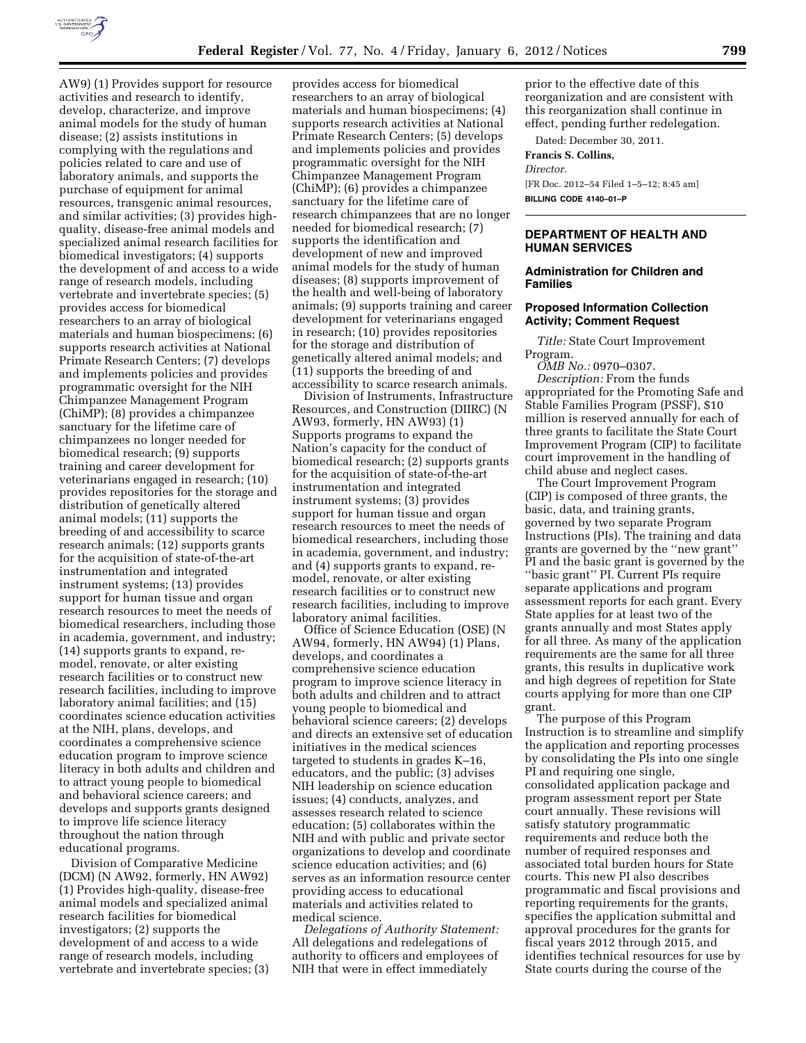AW9) (1) Provides support for resource activities and research to identify, develop, characterize, and improve animal models for the study of human disease; (2) assists institutions in complying with the regulations and policies related to care and use of laboratory animals, and supports the purchase of equipment for animal resources, transgenic animal resources, and similar activities; (3) provides high-quality, disease-free animal models and specialized animal research facilities for biomedical investigators; (4) supports the development of and access to a wide range of research models, including vertebrate and invertebrate species; (5) provides access for biomedical researchers to an array of biological materials and human biospecimens; (6) supports research activities at National Primate Research Centers; (7) develops and implements policies and provides programmatic oversight for the NIH Chimpanzee Management Program (ChiMP); (8) provides a chimpanzee sanctuary for the lifetime care of chimpanzees no longer needed for biomedical research; (9) supports training and career development for veterinarians engaged in research; (10) provides repositories for the storage and distribution of genetically altered animal models; (11) supports the breeding of and accessibility to scarce research animals; (12) supports grants for the acquisition of state-of-the-art instrumentation and integrated instrument systems; (13) provides support for human tissue and organ research resources to meet the needs of biomedical researchers, including those in academia, government, and industry; (14) supports grants to expand, re-model, renovate, or alter existing research facilities or to construct new research facilities, including to improve laboratory animal facilities; and (15) coordinates science education activities at the NIH, plans, develops, and coordinates a comprehensive science education program to improve science literacy in both adults and children and to attract young people to biomedical and behavioral science careers; and develops and supports grants designed to improve life science literacy throughout the nation through educational programs.

Division of Comparative Medicine (DCM) (N AW92, formerly, HN AW92) (1) Provides high-quality, disease-free animal models and specialized animal research facilities for biomedical investigators; (2) supports the development of and access to a wide range of research models, including vertebrate and invertebrate species; (3) provides access for biomedical researchers to an array of biological materials and human biospecimens; (4) supports research activities at National Primate Research Centers; (5) develops and implements policies and provides programmatic oversight for the NIH Chimpanzee Management Program (ChiMP); (6) provides a chimpanzee sanctuary for the lifetime care of research chimpanzees that are no longer needed for biomedical research; (7) supports the identification and development of new and improved animal models for the study of human diseases; (8) supports improvement of the health and well-being of laboratory animals; (9) supports training and career development for veterinarians engaged in research; (10) provides repositories for the storage and distribution of genetically altered animal models; and (11) supports the breeding of and accessibility to scarce research animals.

Division of Instruments, Infrastructure Resources, and Construction (DIIRC) (N AW93, formerly, HN AW93) (1) Supports programs to expand the Nation's capacity for the conduct of biomedical research; (2) supports grants for the acquisition of state-of-the-art instrumentation and integrated instrument systems; (3) provides support for human tissue and organ research resources to meet the needs of biomedical researchers, including those in academia, government, and industry; and (4) supports grants to expand, re-model, renovate, or alter existing research facilities or to construct new research facilities, including to improve laboratory animal facilities.

Office of Science Education (OSE) (N AW94, formerly, HN AW94) (1) Plans, develops, and coordinates a comprehensive science education program to improve science literacy in both adults and children and to attract young people to biomedical and behavioral science careers; (2) develops and directs an extensive set of education initiatives in the medical sciences targeted to students in grades K–16, educators, and the public; (3) advises NIH leadership on science education issues; (4) conducts, analyzes, and assesses research related to science education; (5) collaborates within the NIH and with public and private sector organizations to develop and coordinate science education activities; and (6) serves as an information resource center providing access to educational materials and activities related to medical science.

*Delegations of Authority Statement:* All delegations and redelegations of authority to officers and employees of NIH that were in effect immediately prior to the effective date of this reorganization and are consistent with this reorganization shall continue in effect, pending further redelegation.

Dated: December 30, 2011.

**Francis S. Collins,**

*Director.*

[FR Doc. 2012–54 Filed 1–5–12; 8:45 am]

**BILLING CODE 4140–01–P**

## DEPARTMENT OF HEALTH AND HUMAN SERVICES

### Administration for Children and Families

### Proposed Information Collection Activity; Comment Request

*Title:* State Court Improvement Program.

*OMB No.:* 0970–0307.

*Description:* From the funds appropriated for the Promoting Safe and Stable Families Program (PSSF), $10 million is reserved annually for each of three grants to facilitate the State Court Improvement Program (CIP) to facilitate court improvement in the handling of child abuse and neglect cases.

The Court Improvement Program (CIP) is composed of three grants, the basic, data, and training grants, governed by two separate Program Instructions (PIs). The training and data grants are governed by the ''new grant'' PI and the basic grant is governed by the ''basic grant'' PI. Current PIs require separate applications and program assessment reports for each grant. Every State applies for at least two of the grants annually and most States apply for all three. As many of the application requirements are the same for all three grants, this results in duplicative work and high degrees of repetition for State courts applying for more than one CIP grant.

The purpose of this Program Instruction is to streamline and simplify the application and reporting processes by consolidating the PIs into one single PI and requiring one single, consolidated application package and program assessment report per State court annually. These revisions will satisfy statutory programmatic requirements and reduce both the number of required responses and associated total burden hours for State courts. This new PI also describes programmatic and fiscal provisions and reporting requirements for the grants, specifies the application submittal and approval procedures for the grants for fiscal years 2012 through 2015, and identifies technical resources for use by State courts during the course of the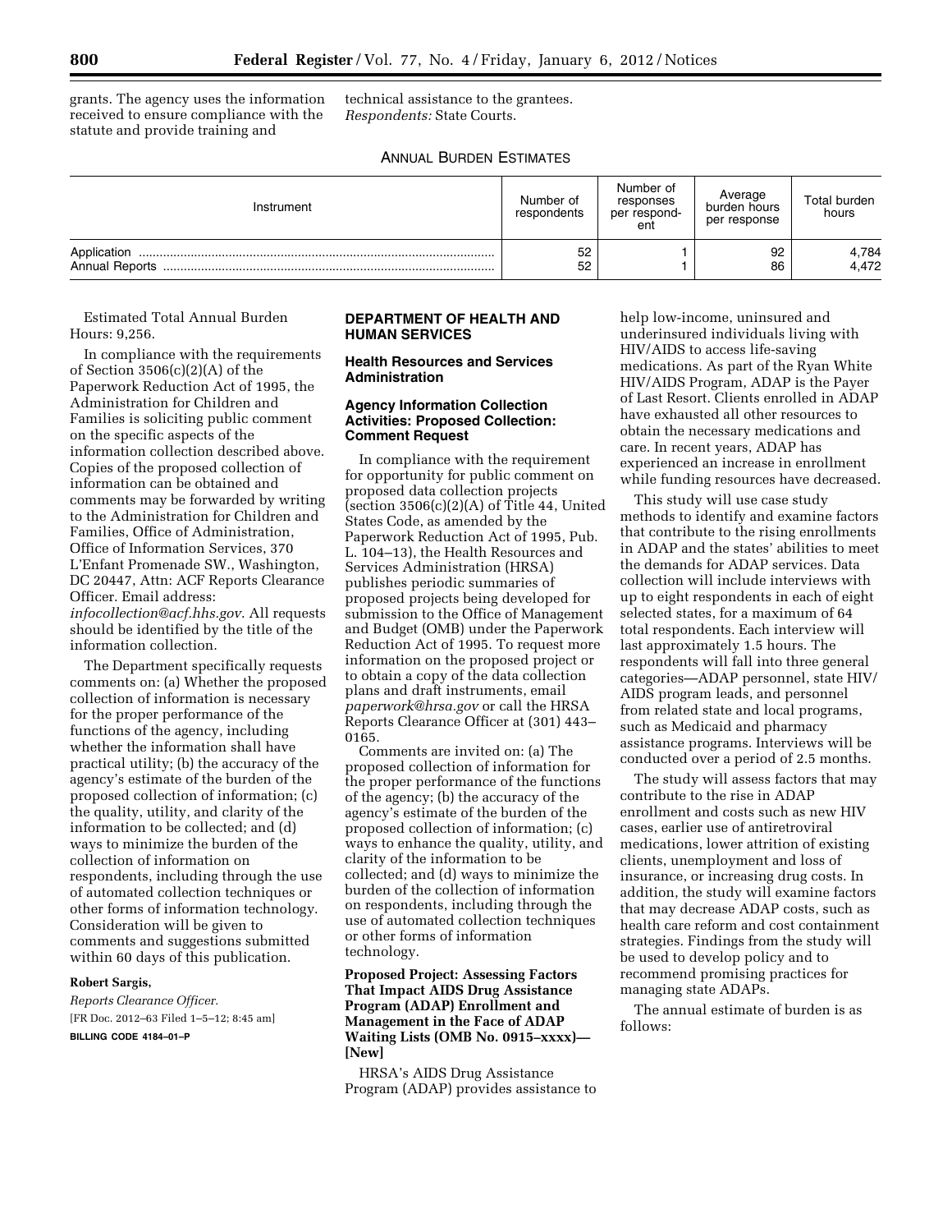grants. The agency uses the information received to ensure compliance with the statute and provide training and technical assistance to the grantees.

*Respondents:* State Courts.

ANNUAL BURDEN ESTIMATES

| Instrument | Number of respondents | Number of responses per respondent | Average burden hours per response | Total burden hours |
| --- | --- | --- | --- | --- |
| Application | 52 | 1 | 92 | 4,784 |
| Annual Reports | 52 | 1 | 86 | 4,472 |

Estimated Total Annual Burden Hours: 9,256.

In compliance with the requirements of Section 3506(c)(2)(A) of the Paperwork Reduction Act of 1995, the Administration for Children and Families is soliciting public comment on the specific aspects of the information collection described above. Copies of the proposed collection of information can be obtained and comments may be forwarded by writing to the Administration for Children and Families, Office of Administration, Office of Information Services, 370 L'Enfant Promenade SW., Washington, DC 20447, Attn: ACF Reports Clearance Officer. Email address: *infocollection@acf.hhs.gov*. All requests should be identified by the title of the information collection.

The Department specifically requests comments on: (a) Whether the proposed collection of information is necessary for the proper performance of the functions of the agency, including whether the information shall have practical utility; (b) the accuracy of the agency's estimate of the burden of the proposed collection of information; (c) the quality, utility, and clarity of the information to be collected; and (d) ways to minimize the burden of the collection of information on respondents, including through the use of automated collection techniques or other forms of information technology. Consideration will be given to comments and suggestions submitted within 60 days of this publication.

**Robert Sargis,**

*Reports Clearance Officer.*

[FR Doc. 2012–63 Filed 1–5–12; 8:45 am]

**BILLING CODE 4184–01–P**

## DEPARTMENT OF HEALTH AND HUMAN SERVICES

### Health Resources and Services Administration

### Agency Information Collection Activities: Proposed Collection: Comment Request

In compliance with the requirement for opportunity for public comment on proposed data collection projects (section 3506(c)(2)(A) of Title 44, United States Code, as amended by the Paperwork Reduction Act of 1995, Pub. L. 104–13), the Health Resources and Services Administration (HRSA) publishes periodic summaries of proposed projects being developed for submission to the Office of Management and Budget (OMB) under the Paperwork Reduction Act of 1995. To request more information on the proposed project or to obtain a copy of the data collection plans and draft instruments, email *paperwork@hrsa.gov* or call the HRSA Reports Clearance Officer at (301) 443–0165.

Comments are invited on: (a) The proposed collection of information for the proper performance of the functions of the agency; (b) the accuracy of the agency's estimate of the burden of the proposed collection of information; (c) ways to enhance the quality, utility, and clarity of the information to be collected; and (d) ways to minimize the burden of the collection of information on respondents, including through the use of automated collection techniques or other forms of information technology.

**Proposed Project: Assessing Factors That Impact AIDS Drug Assistance Program (ADAP) Enrollment and Management in the Face of ADAP Waiting Lists (OMB No. 0915–xxxx)—[New]**

HRSA's AIDS Drug Assistance Program (ADAP) provides assistance to help low-income, uninsured and underinsured individuals living with HIV/AIDS to access life-saving medications. As part of the Ryan White HIV/AIDS Program, ADAP is the Payer of Last Resort. Clients enrolled in ADAP have exhausted all other resources to obtain the necessary medications and care. In recent years, ADAP has experienced an increase in enrollment while funding resources have decreased.

This study will use case study methods to identify and examine factors that contribute to the rising enrollments in ADAP and the states' abilities to meet the demands for ADAP services. Data collection will include interviews with up to eight respondents in each of eight selected states, for a maximum of 64 total respondents. Each interview will last approximately 1.5 hours. The respondents will fall into three general categories—ADAP personnel, state HIV/AIDS program leads, and personnel from related state and local programs, such as Medicaid and pharmacy assistance programs. Interviews will be conducted over a period of 2.5 months.

The study will assess factors that may contribute to the rise in ADAP enrollment and costs such as new HIV cases, earlier use of antiretroviral medications, lower attrition of existing clients, unemployment and loss of insurance, or increasing drug costs. In addition, the study will examine factors that may decrease ADAP costs, such as health care reform and cost containment strategies. Findings from the study will be used to develop policy and to recommend promising practices for managing state ADAPs.

The annual estimate of burden is as follows: